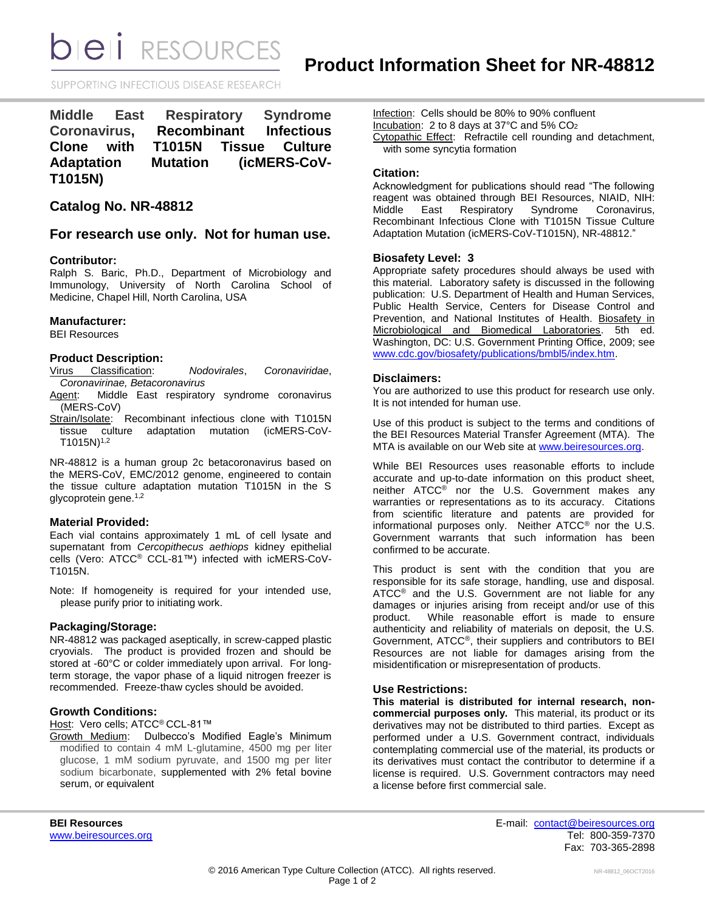# Product Information Sheet for NR-48812

## Middle East Respiratory Syndrome Coronavirus, Recombinant Infectious Clone with T1015N Tissue Culture Adaptation Mutation (icMERS-CoV-T1015N)

## Catalog No. NR-48812

## For research use only. Not for human use.

### Contributor:

Ralph S. Baric, Ph.D., Department of Microbiology and Immunology, University of North Carolina School of Medicine, Chapel Hill, North Carolina, USA

### Manufacturer:

BEI Resources

### Product Description:

Virus Classification: *Nodovirales*, *Coronaviridae*, *Coronavirinae, Betacoronavirus*
Agent: Middle East respiratory syndrome coronavirus (MERS-CoV)
Strain/Isolate: Recombinant infectious clone with T1015N tissue culture adaptation mutation (icMERS-CoV-T1015N)[1,2]

NR-48812 is a human group 2c betacoronavirus based on the MERS-CoV, EMC/2012 genome, engineered to contain the tissue culture adaptation mutation T1015N in the S glycoprotein gene.[1,2]

### Material Provided:

Each vial contains approximately 1 mL of cell lysate and supernatant from *Cercopithecus aethiops* kidney epithelial cells (Vero: ATCC® CCL-81™) infected with icMERS-CoV-T1015N.

Note: If homogeneity is required for your intended use, please purify prior to initiating work.

### Packaging/Storage:

NR-48812 was packaged aseptically, in screw-capped plastic cryovials. The product is provided frozen and should be stored at -60°C or colder immediately upon arrival. For long-term storage, the vapor phase of a liquid nitrogen freezer is recommended. Freeze-thaw cycles should be avoided.

### Growth Conditions:

Host: Vero cells; ATCC® CCL-81™
Growth Medium: Dulbecco's Modified Eagle's Minimum modified to contain 4 mM L-glutamine, 4500 mg per liter glucose, 1 mM sodium pyruvate, and 1500 mg per liter sodium bicarbonate, supplemented with 2% fetal bovine serum, or equivalent
Infection: Cells should be 80% to 90% confluent
Incubation: 2 to 8 days at 37°C and 5% $CO_2$
Cytopathic Effect: Refractile cell rounding and detachment, with some syncytia formation

### Citation:

Acknowledgment for publications should read "The following reagent was obtained through BEI Resources, NIAID, NIH: Middle East Respiratory Syndrome Coronavirus, Recombinant Infectious Clone with T1015N Tissue Culture Adaptation Mutation (icMERS-CoV-T1015N), NR-48812."

### Biosafety Level: 3

Appropriate safety procedures should always be used with this material. Laboratory safety is discussed in the following publication: U.S. Department of Health and Human Services, Public Health Service, Centers for Disease Control and Prevention, and National Institutes of Health. Biosafety in Microbiological and Biomedical Laboratories. 5th ed. Washington, DC: U.S. Government Printing Office, 2009; see www.cdc.gov/biosafety/publications/bmbl5/index.htm.

### Disclaimers:

You are authorized to use this product for research use only. It is not intended for human use.

Use of this product is subject to the terms and conditions of the BEI Resources Material Transfer Agreement (MTA). The MTA is available on our Web site at www.beiresources.org.

While BEI Resources uses reasonable efforts to include accurate and up-to-date information on this product sheet, neither ATCC® nor the U.S. Government makes any warranties or representations as to its accuracy. Citations from scientific literature and patents are provided for informational purposes only. Neither ATCC® nor the U.S. Government warrants that such information has been confirmed to be accurate.

This product is sent with the condition that you are responsible for its safe storage, handling, use and disposal. ATCC® and the U.S. Government are not liable for any damages or injuries arising from receipt and/or use of this product. While reasonable effort is made to ensure authenticity and reliability of materials on deposit, the U.S. Government, ATCC®, their suppliers and contributors to BEI Resources are not liable for damages arising from the misidentification or misrepresentation of products.

### Use Restrictions:

**This material is distributed for internal research, non-commercial purposes only.** This material, its product or its derivatives may not be distributed to third parties. Except as performed under a U.S. Government contract, individuals contemplating commercial use of the material, its products or its derivatives must contact the contributor to determine if a license is required. U.S. Government contractors may need a license before first commercial sale.

**BEI Resources**
www.beiresources.org

E-mail: contact@beiresources.org
Tel: 800-359-7370
Fax: 703-365-2898

© 2016 American Type Culture Collection (ATCC). All rights reserved.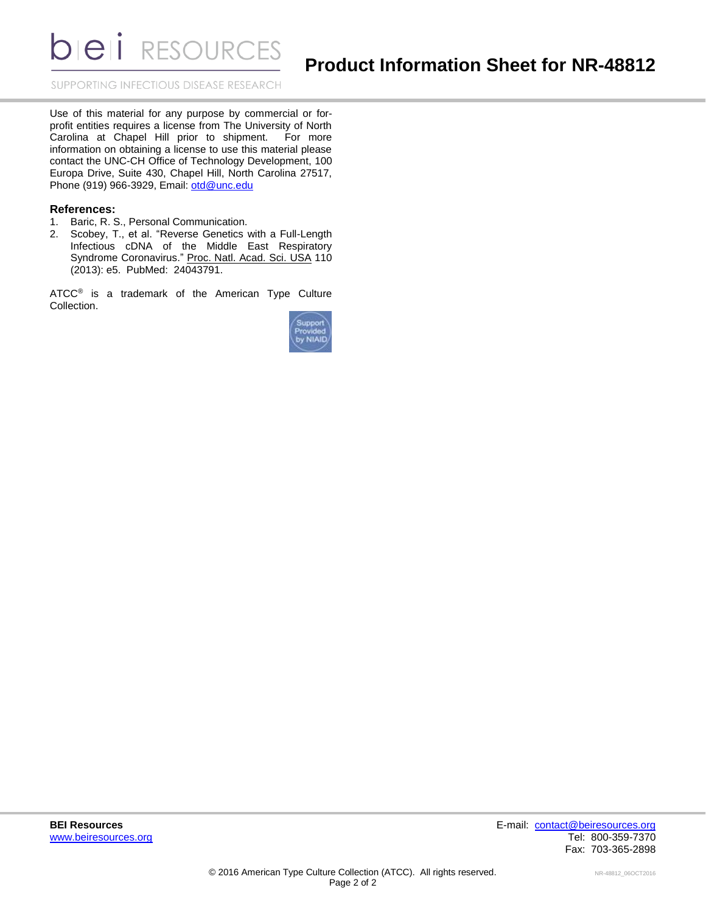Use of this material for any purpose by commercial or for-profit entities requires a license from The University of North Carolina at Chapel Hill prior to shipment. For more information on obtaining a license to use this material please contact the UNC-CH Office of Technology Development, 100 Europa Drive, Suite 430, Chapel Hill, North Carolina 27517, Phone (919) 966-3929, Email: otd@unc.edu

**References:**

1. Baric, R. S., Personal Communication.
2. Scobey, T., et al. "Reverse Genetics with a Full-Length Infectious cDNA of the Middle East Respiratory Syndrome Coronavirus." Proc. Natl. Acad. Sci. USA 110 (2013): e5. PubMed: 24043791.

ATCC® is a trademark of the American Type Culture Collection.

**BEI Resources**
www.beiresources.org

E-mail: contact@beiresources.org
Tel: 800-359-7370
Fax: 703-365-2898

© 2016 American Type Culture Collection (ATCC). All rights reserved.

NR-48812_06OCT2016